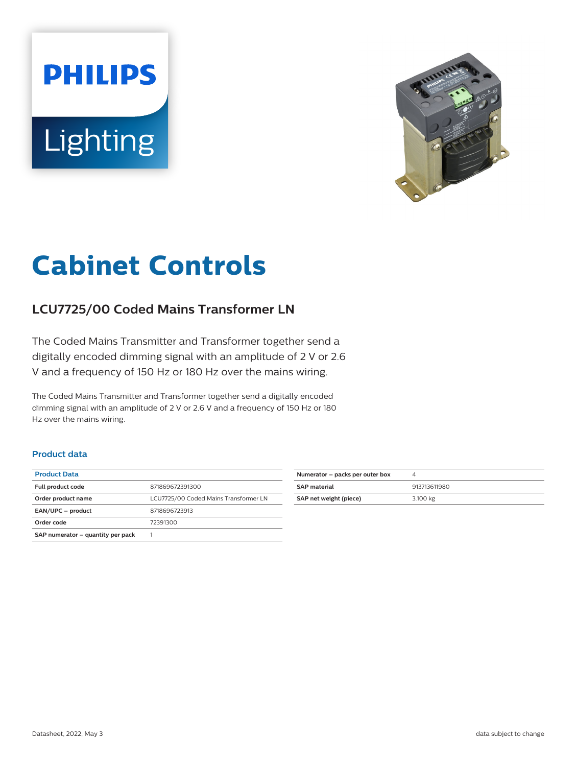PHILIPS

Lighting

# Cabinet Controls

## LCU7725/00 Coded Mains Transformer LN

The Coded Mains Transmitter and Transformer together send a digitally encoded dimming signal with an amplitude of 2 V or 2.6 V and a frequency of 150 Hz or 180 Hz over the mains wiring.

The Coded Mains Transmitter and Transformer together send a digitally encoded dimming signal with an amplitude of 2 V or 2.6 V and a frequency of 150 Hz or 180 Hz over the mains wiring.

### Product data

| Product Data | |
|---|---|
| **Full product code** | 871869672391300 |
| **Order product name** | LCU7725/00 Coded Mains Transformer LN |
| **EAN/UPC – product** | 8718696723913 |
| **Order code** | 72391300 |
| **SAP numerator – quantity per pack** | 1 |
| **Numerator – packs per outer box** | 4 |
| **SAP material** | 913713611980 |
| **SAP net weight (piece)** | 3.100 kg |

Datasheet, 2022, May 3

data subject to change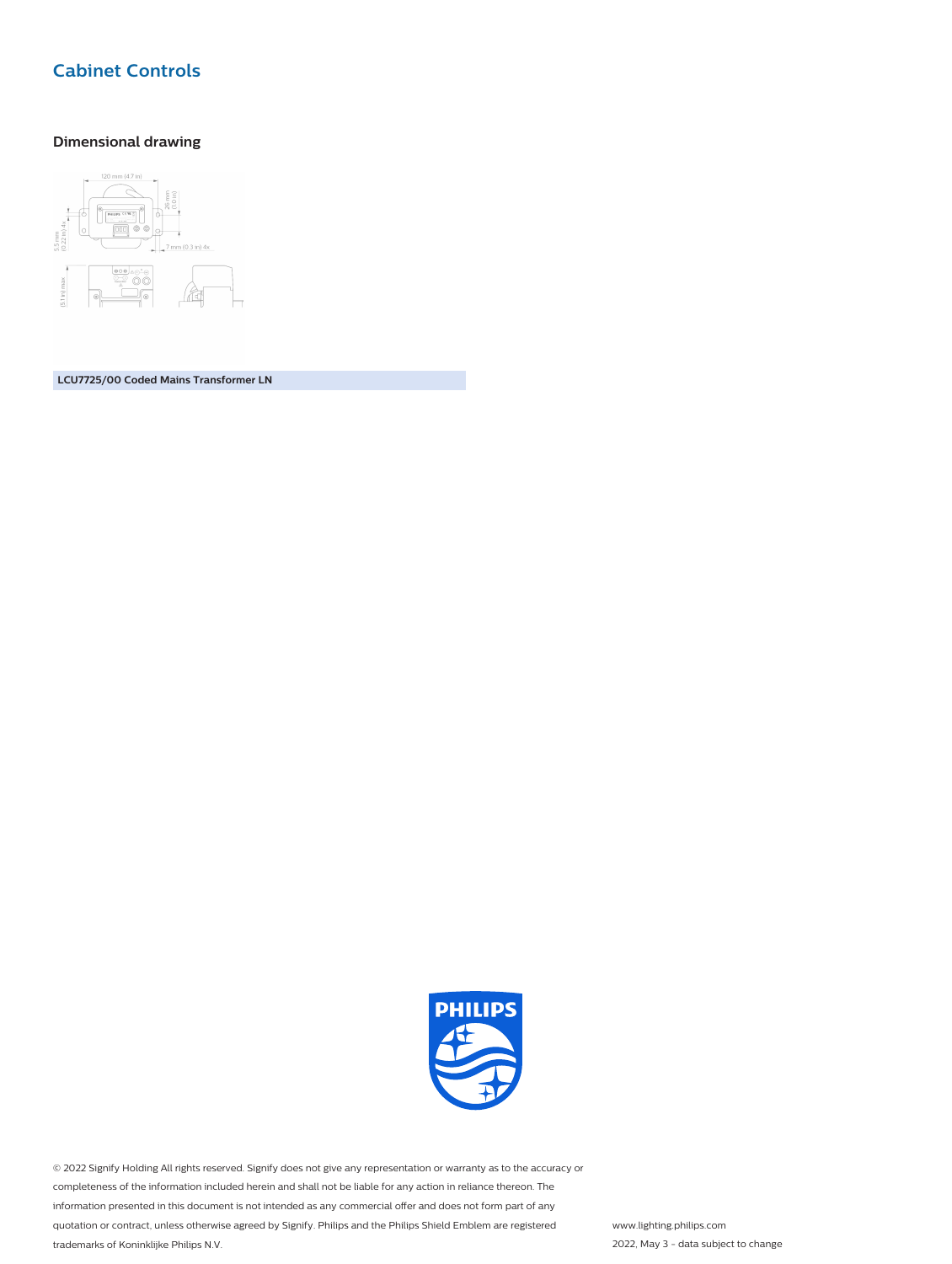## Cabinet Controls

### Dimensional drawing

120 mm (4.7 in)

26 mm (1.0 in)

5.5 mm (0.22 in) 4x

7 mm (0.3 in) 4x

(5.1 in) max.

**LCU7725/00 Coded Mains Transformer LN**

© 2022 Signify Holding All rights reserved. Signify does not give any representation or warranty as to the accuracy or completeness of the information included herein and shall not be liable for any action in reliance thereon. The information presented in this document is not intended as any commercial offer and does not form part of any quotation or contract, unless otherwise agreed by Signify. Philips and the Philips Shield Emblem are registered trademarks of Koninklijke Philips N.V.

www.lighting.philips.com

2022, May 3 - data subject to change